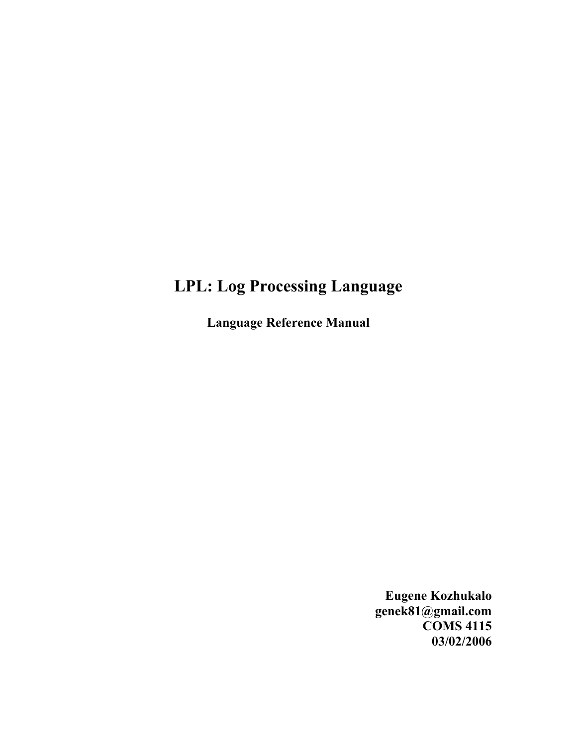# LPL: Log Processing Language

**Language Reference Manual**

**Eugene Kozhukalo**
**genek81@gmail.com**
**COMS 4115**
**03/02/2006**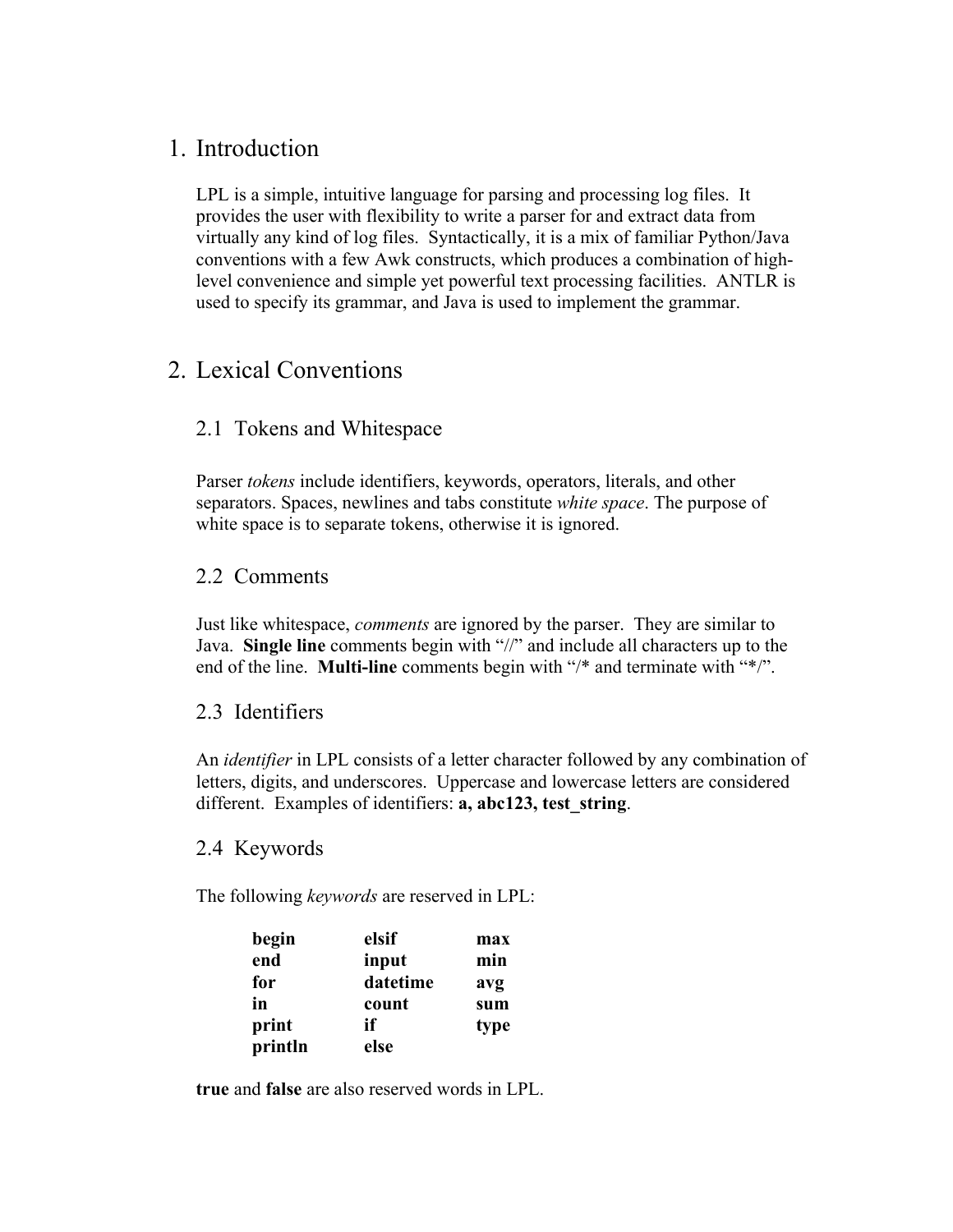# 1. Introduction

LPL is a simple, intuitive language for parsing and processing log files. It provides the user with flexibility to write a parser for and extract data from virtually any kind of log files. Syntactically, it is a mix of familiar Python/Java conventions with a few Awk constructs, which produces a combination of high-level convenience and simple yet powerful text processing facilities. ANTLR is used to specify its grammar, and Java is used to implement the grammar.

# 2. Lexical Conventions

## 2.1 Tokens and Whitespace

Parser *tokens* include identifiers, keywords, operators, literals, and other separators. Spaces, newlines and tabs constitute *white space*. The purpose of white space is to separate tokens, otherwise it is ignored.

## 2.2 Comments

Just like whitespace, *comments* are ignored by the parser. They are similar to Java. **Single line** comments begin with "//" and include all characters up to the end of the line. **Multi-line** comments begin with "/* and terminate with "*/".

## 2.3 Identifiers

An *identifier* in LPL consists of a letter character followed by any combination of letters, digits, and underscores. Uppercase and lowercase letters are considered different. Examples of identifiers: **a, abc123, test_string**.

## 2.4 Keywords

The following *keywords* are reserved in LPL:

| | | |
|---|---|---|
| **begin** | **elsif** | **max** |
| **end** | **input** | **min** |
| **for** | **datetime** | **avg** |
| **in** | **count** | **sum** |
| **print** | **if** | **type** |
| **println** | **else** | |

**true** and **false** are also reserved words in LPL.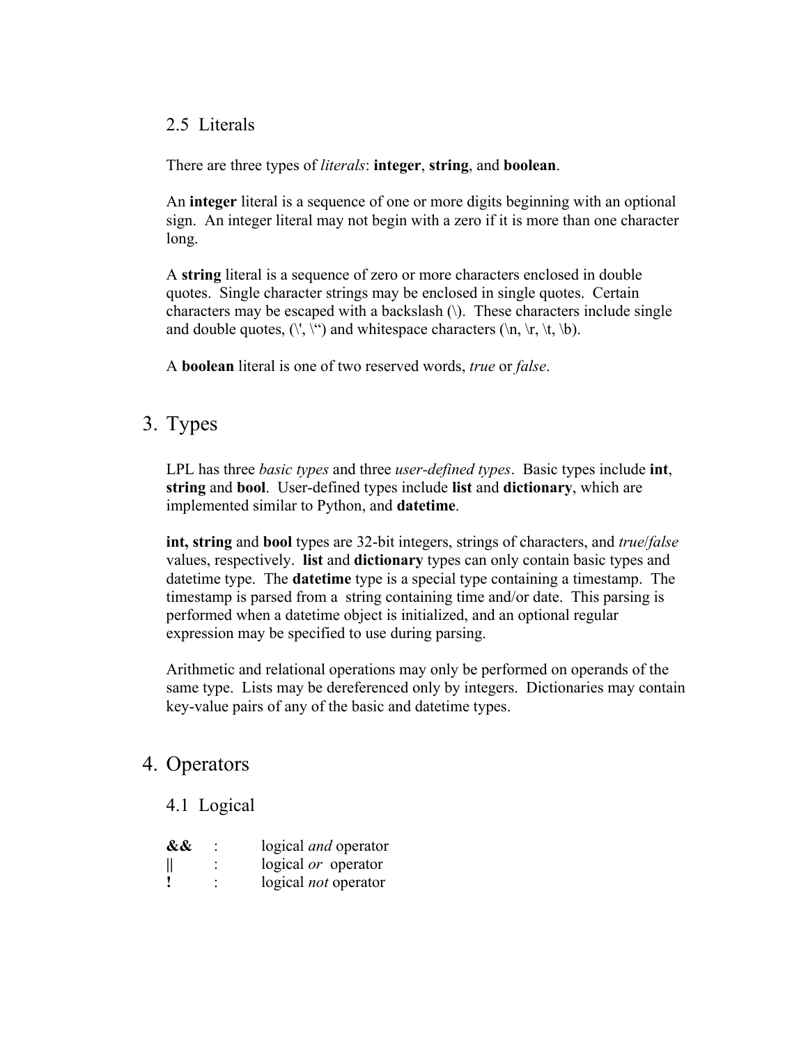### 2.5 Literals

There are three types of *literals*: **integer**, **string**, and **boolean**.

An **integer** literal is a sequence of one or more digits beginning with an optional sign. An integer literal may not begin with a zero if it is more than one character long.

A **string** literal is a sequence of zero or more characters enclosed in double quotes. Single character strings may be enclosed in single quotes. Certain characters may be escaped with a backslash (\). These characters include single and double quotes, (\', \") and whitespace characters (\n, \r, \t, \b).

A **boolean** literal is one of two reserved words, *true* or *false*.

## 3. Types

LPL has three *basic types* and three *user-defined types*. Basic types include **int**, **string** and **bool**. User-defined types include **list** and **dictionary**, which are implemented similar to Python, and **datetime**.

**int, string** and **bool** types are 32-bit integers, strings of characters, and *true*/*false* values, respectively. **list** and **dictionary** types can only contain basic types and datetime type. The **datetime** type is a special type containing a timestamp. The timestamp is parsed from a string containing time and/or date. This parsing is performed when a datetime object is initialized, and an optional regular expression may be specified to use during parsing.

Arithmetic and relational operations may only be performed on operands of the same type. Lists may be dereferenced only by integers. Dictionaries may contain key-value pairs of any of the basic and datetime types.

## 4. Operators

### 4.1 Logical

| | | |
|---|---|---|
| **&&** | : | logical *and* operator |
| \|\| | : | logical *or* operator |
| **!** | : | logical *not* operator |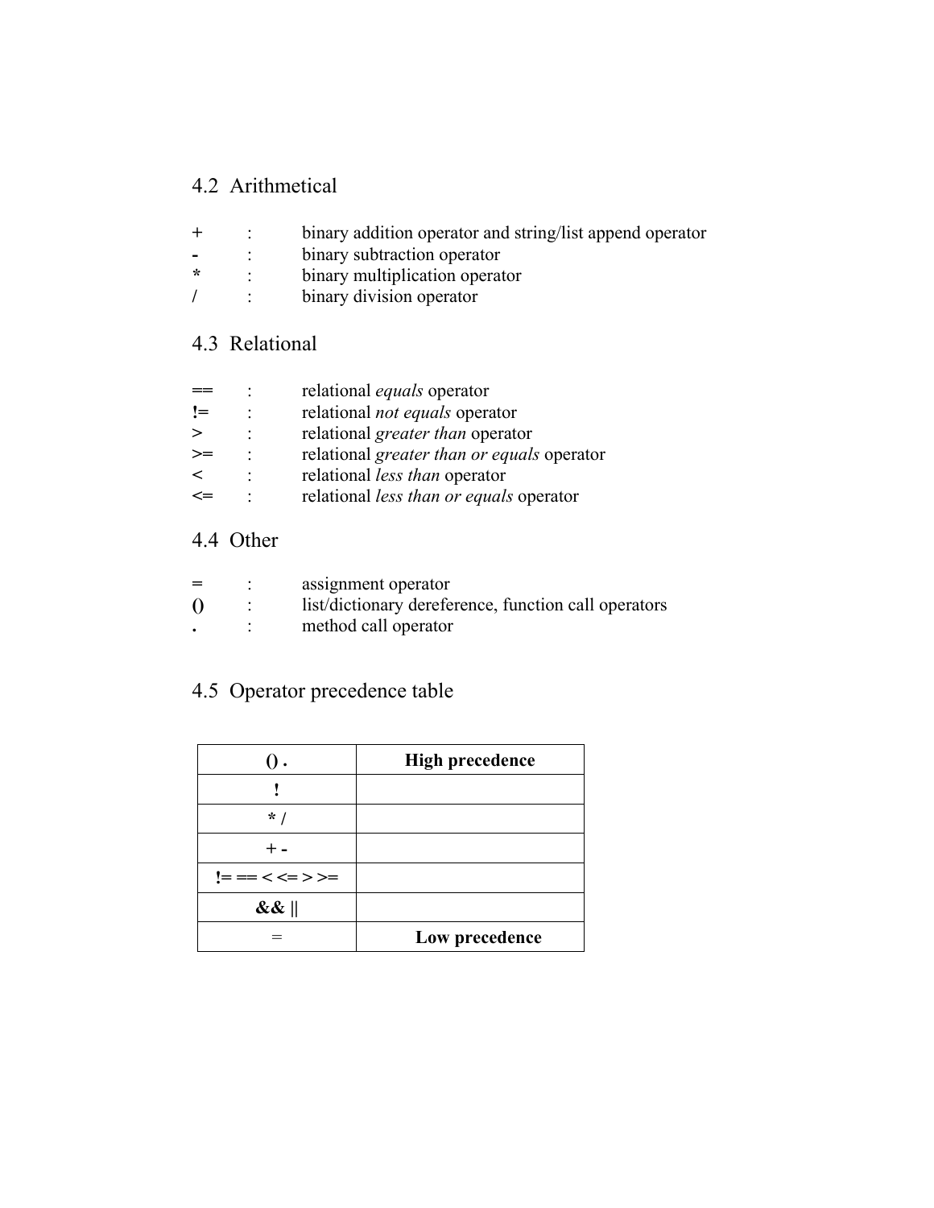## 4.2 Arithmetical

| | | |
|---|---|---|
| + | : | binary addition operator and string/list append operator |
| **-** | : | binary subtraction operator |
| ***** | : | binary multiplication operator |
| / | : | binary division operator |

## 4.3 Relational

| | | |
|---|---|---|
| **==** | : | relational *equals* operator |
| **!=** | : | relational *not equals* operator |
| > | : | relational *greater than* operator |
| >= | : | relational *greater than or equals* operator |
| < | : | relational *less than* operator |
| <= | : | relational *less than or equals* operator |

## 4.4 Other

| | | |
|---|---|---|
| = | : | assignment operator |
| **()** | : | list/dictionary dereference, function call operators |
| **.** | : | method call operator |

## 4.5 Operator precedence table

| **() .** | **High precedence** |
|---|---|
| **!** | |
| *** /** | |
| + **-** | |
| **!= == < <= > >=** | |
| **&& \|\|** | |
| = | **Low precedence** |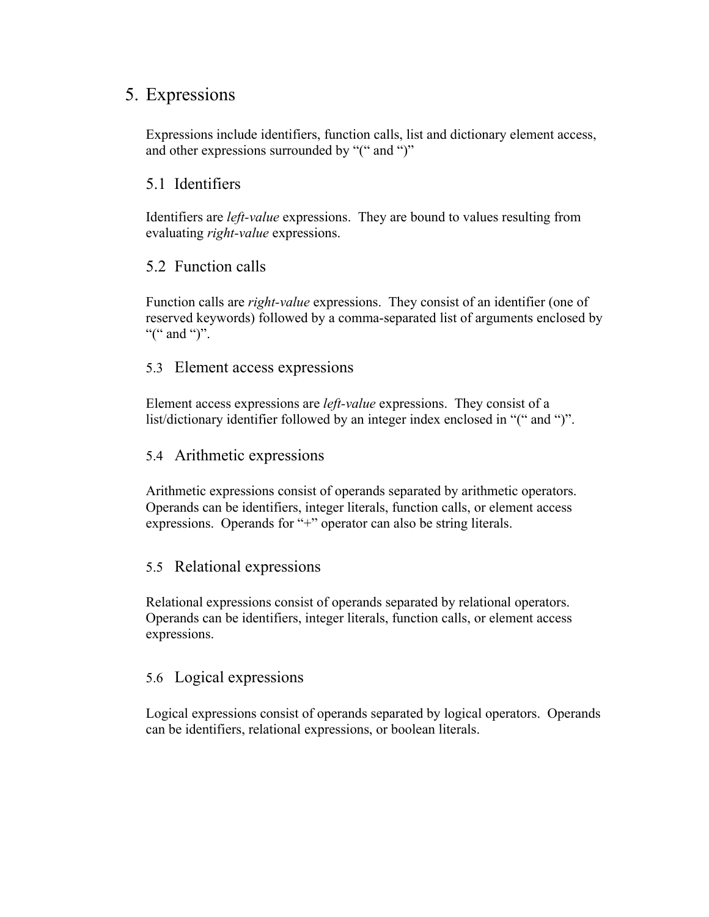# 5. Expressions

Expressions include identifiers, function calls, list and dictionary element access, and other expressions surrounded by "(" and ")"

## 5.1 Identifiers

Identifiers are *left-value* expressions. They are bound to values resulting from evaluating *right-value* expressions.

## 5.2 Function calls

Function calls are *right-value* expressions. They consist of an identifier (one of reserved keywords) followed by a comma-separated list of arguments enclosed by "(" and ")".

## 5.3 Element access expressions

Element access expressions are *left-value* expressions. They consist of a list/dictionary identifier followed by an integer index enclosed in "(" and ")".

## 5.4 Arithmetic expressions

Arithmetic expressions consist of operands separated by arithmetic operators. Operands can be identifiers, integer literals, function calls, or element access expressions. Operands for "+" operator can also be string literals.

## 5.5 Relational expressions

Relational expressions consist of operands separated by relational operators. Operands can be identifiers, integer literals, function calls, or element access expressions.

## 5.6 Logical expressions

Logical expressions consist of operands separated by logical operators. Operands can be identifiers, relational expressions, or boolean literals.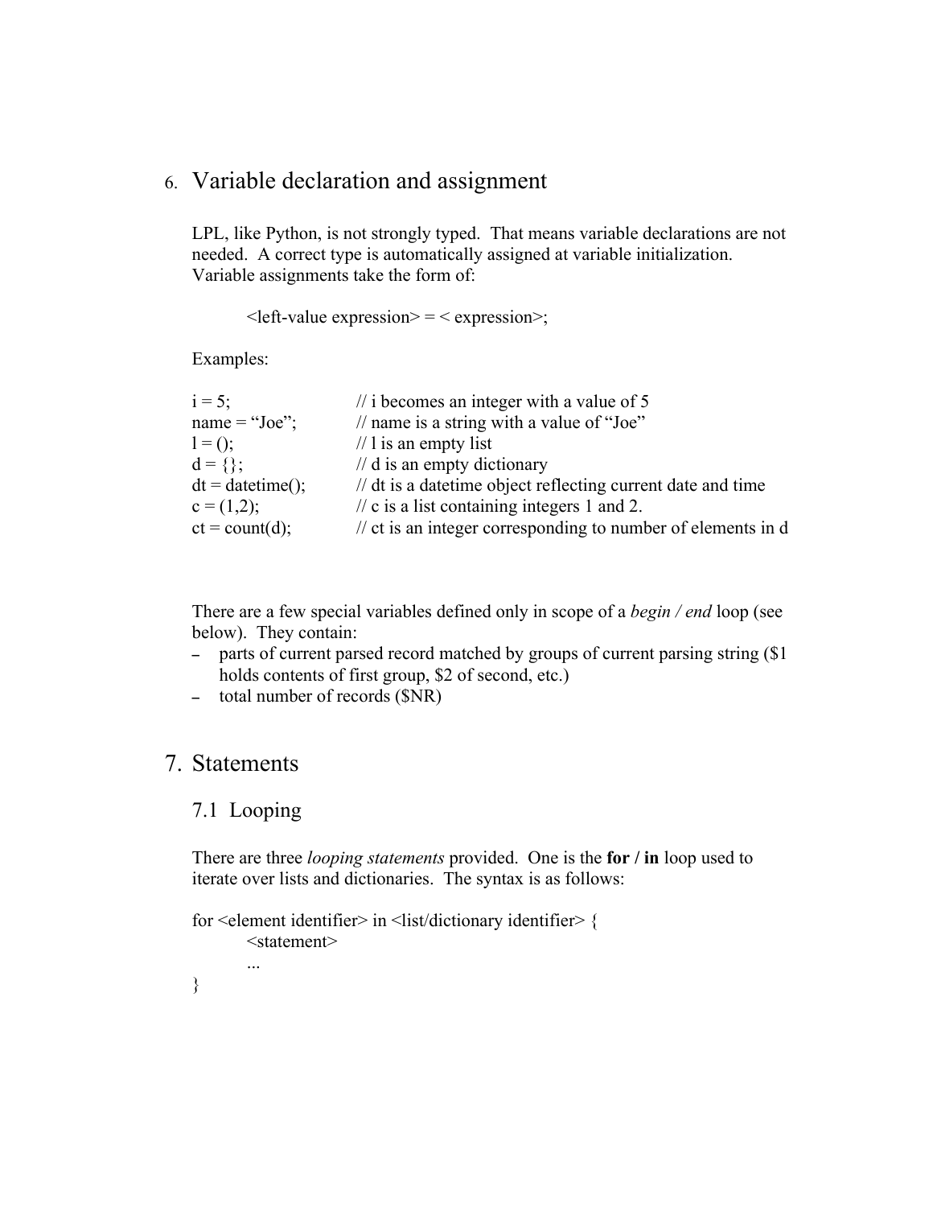## 6. Variable declaration and assignment

LPL, like Python, is not strongly typed. That means variable declarations are not needed. A correct type is automatically assigned at variable initialization. Variable assignments take the form of:

```
<left-value expression> = < expression>;
```

Examples:

```
i = 5;              // i becomes an integer with a value of 5
name = "Joe";       // name is a string with a value of "Joe"
l = ();             // l is an empty list
d = {};             // d is an empty dictionary
dt = datetime();    // dt is a datetime object reflecting current date and time
c = (1,2);          // c is a list containing integers 1 and 2.
ct = count(d);      // ct is an integer corresponding to number of elements in d
```

There are a few special variables defined only in scope of a *begin / end* loop (see below). They contain:

- parts of current parsed record matched by groups of current parsing string ($1 holds contents of first group, $2 of second, etc.)
- total number of records ($NR)

## 7. Statements

### 7.1 Looping

There are three *looping statements* provided. One is the **for / in** loop used to iterate over lists and dictionaries. The syntax is as follows:

```
for <element identifier> in <list/dictionary identifier> {
        <statement>
        ...
}
```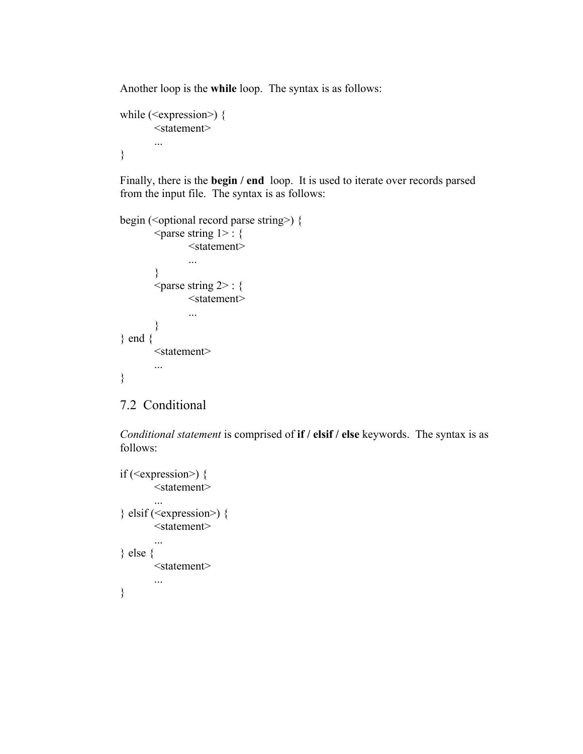Another loop is the **while** loop. The syntax is as follows:

```
while (<expression>) {
        <statement>
        ...
}
```

Finally, there is the **begin / end** loop. It is used to iterate over records parsed from the input file. The syntax is as follows:

```
begin (<optional record parse string>) {
        <parse string 1> : {
                <statement>
                ...
        }
        <parse string 2> : {
                <statement>
                ...
        }
} end {
        <statement>
        ...
}
```

## 7.2 Conditional

*Conditional statement* is comprised of **if / elsif / else** keywords. The syntax is as follows:

```
if (<expression>) {
        <statement>
        ...
} elsif (<expression>) {
        <statement>
        ...
} else {
        <statement>
        ...
}
```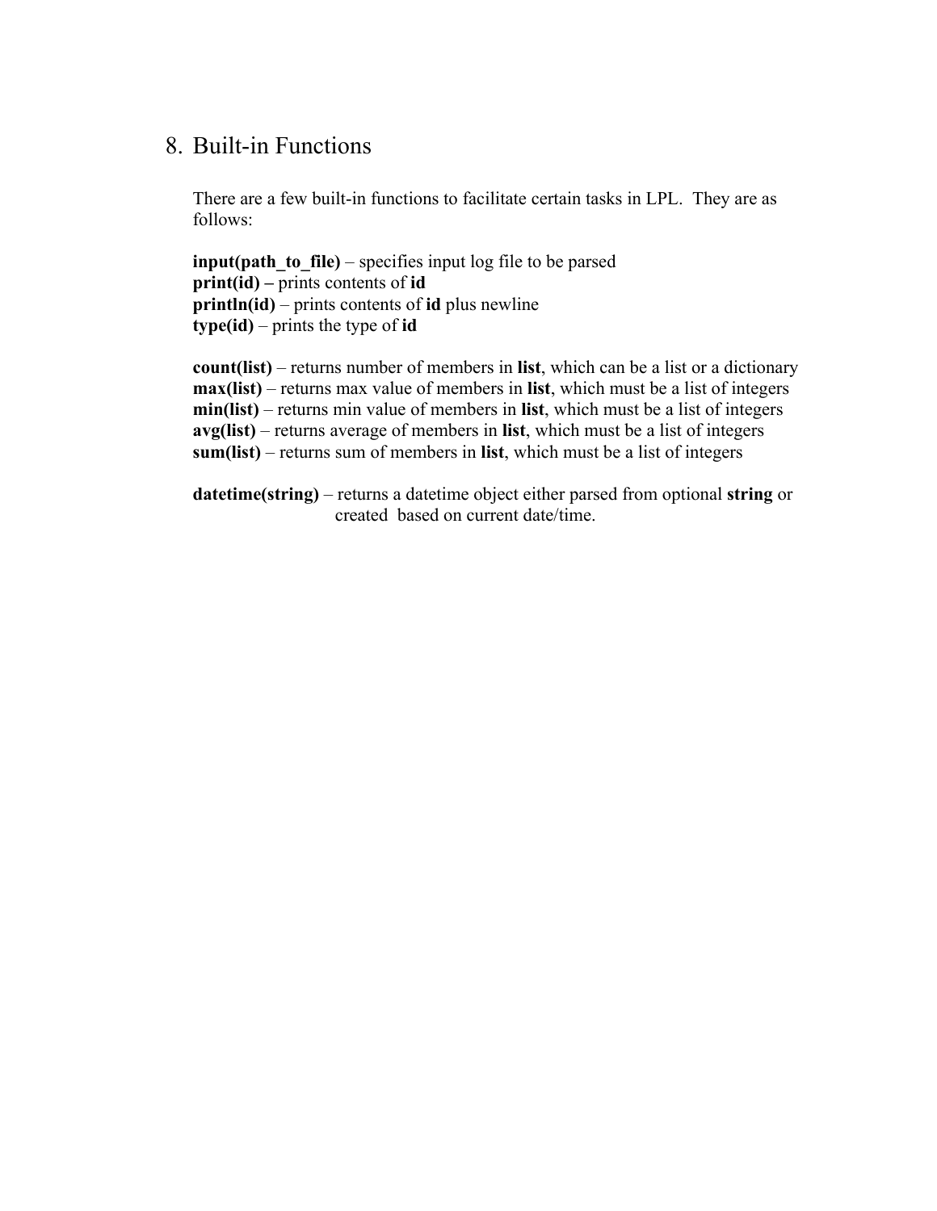## 8. Built-in Functions

There are a few built-in functions to facilitate certain tasks in LPL. They are as follows:

**input(path_to_file)** – specifies input log file to be parsed
**print(id) –** prints contents of **id**
**println(id)** – prints contents of **id** plus newline
**type(id)** – prints the type of **id**

**count(list)** – returns number of members in **list**, which can be a list or a dictionary
**max(list)** – returns max value of members in **list**, which must be a list of integers
**min(list)** – returns min value of members in **list**, which must be a list of integers
**avg(list)** – returns average of members in **list**, which must be a list of integers
**sum(list)** – returns sum of members in **list**, which must be a list of integers

**datetime(string)** – returns a datetime object either parsed from optional **string** or created based on current date/time.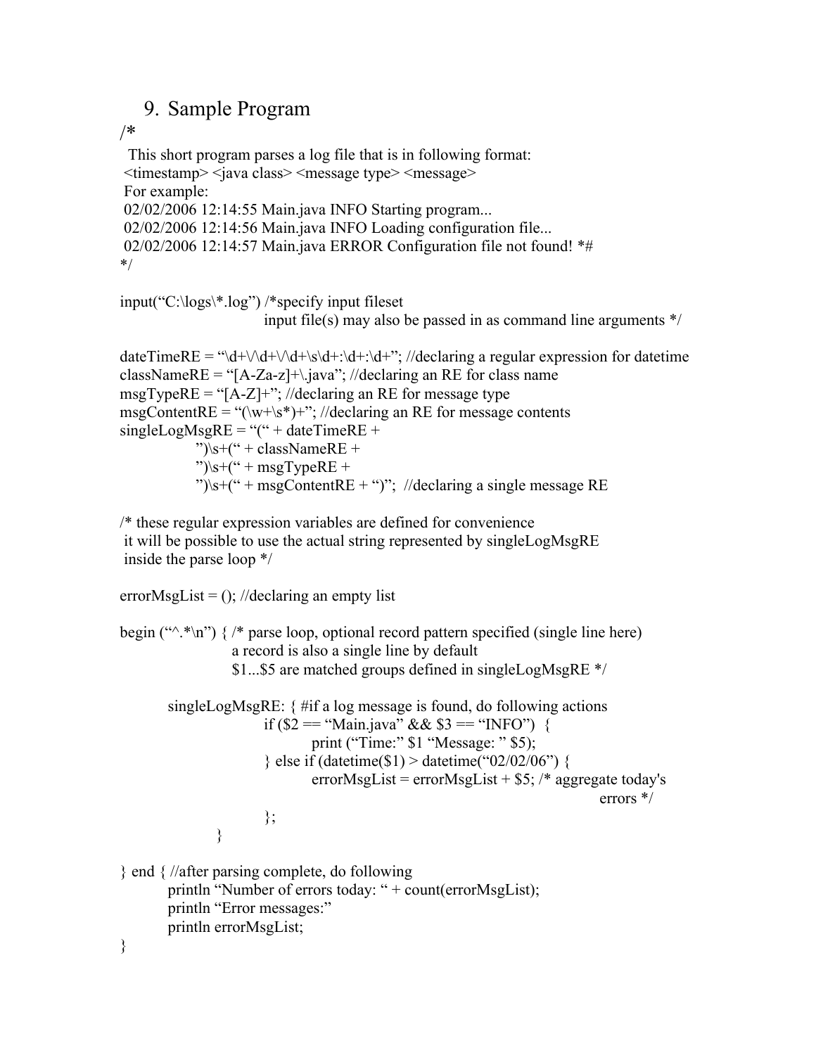## 9. Sample Program

```
/*
  This short program parses a log file that is in following format:
 <timestamp> <java class> <message type> <message>
 For example:
 02/02/2006 12:14:55 Main.java INFO Starting program...
 02/02/2006 12:14:56 Main.java INFO Loading configuration file...
 02/02/2006 12:14:57 Main.java ERROR Configuration file not found! *#
*/

input("C:\logs\*.log") /*specify input fileset
                          input file(s) may also be passed in as command line arguments */

dateTimeRE = "\d+\/\d+\/\d+\s\d+:\d+:\d+"; //declaring a regular expression for datetime
classNameRE = "[A-Za-z]+\.java"; //declaring an RE for class name
msgTypeRE = "[A-Z]+"; //declaring an RE for message type
msgContentRE = "(\w+\s*)+"; //declaring an RE for message contents
singleLogMsgRE = "(" + dateTimeRE +
              ")\s+(" + classNameRE +
              ")\s+(" + msgTypeRE +
              ")\s+(" + msgContentRE + ")";  //declaring a single message RE

/* these regular expression variables are defined for convenience
 it will be possible to use the actual string represented by singleLogMsgRE
 inside the parse loop */

errorMsgList = (); //declaring an empty list

begin ("^.*\n") { /* parse loop, optional record pattern specified (single line here)
                    a record is also a single line by default
                    $1...$5 are matched groups defined in singleLogMsgRE */

        singleLogMsgRE: { #if a log message is found, do following actions
                          if ($2 == "Main.java" && $3 == "INFO")  {
                                   print ("Time:" $1 "Message: " $5);
                          } else if (datetime($1) > datetime("02/02/06") {
                                   errorMsgList = errorMsgList + $5; /* aggregate today's
                                                                          errors */
                          };
                 }

} end { //after parsing complete, do following
        println "Number of errors today: " + count(errorMsgList);
        println "Error messages:"
        println errorMsgList;
}
```